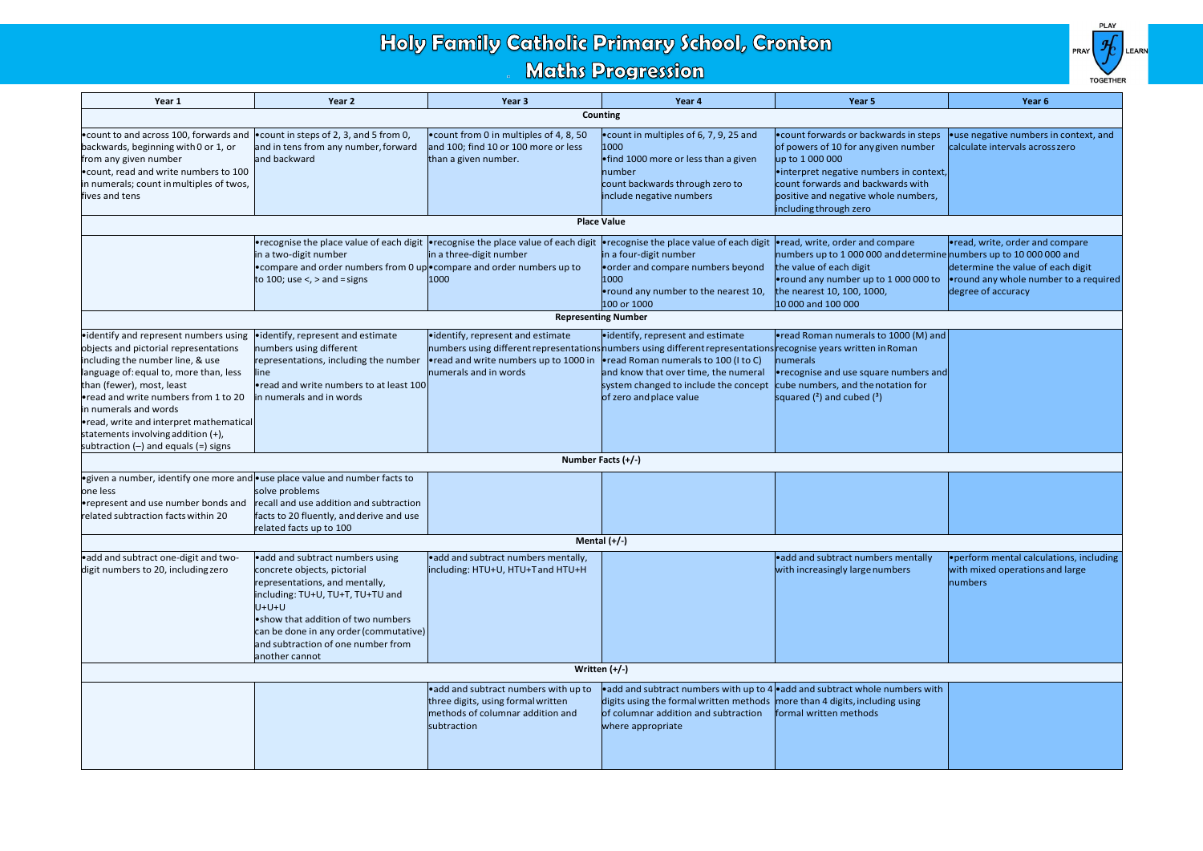# Holy Family Catholic Primary School, Cronton

## Maths Progression

| Year 1 | Year 2 | Year 3 | Year 4 | Year 5 | Year 6 |
|---|---|---|---|---|---|
| **Counting** | | | | | |
| •count to and across 100, forwards and backwards, beginning with 0 or 1, or from any given number<br>•count, read and write numbers to 100 in numerals; count in multiples of twos, fives and tens | •count in steps of 2, 3, and 5 from 0, and in tens from any number, forward and backward | •count from 0 in multiples of 4, 8, 50 and 100; find 10 or 100 more or less than a given number. | •count in multiples of 6, 7, 9, 25 and 1000<br>•find 1000 more or less than a given number<br>count backwards through zero to include negative numbers | •count forwards or backwards in steps of powers of 10 for any given number up to 1 000 000<br>•interpret negative numbers in context, count forwards and backwards with positive and negative whole numbers, including through zero | •use negative numbers in context, and calculate intervals across zero |
| **Place Value** | | | | | |
| | •recognise the place value of each digit in a two-digit number<br>•compare and order numbers from 0 up to 100; use <, > and = signs | •recognise the place value of each digit in a three-digit number<br>•compare and order numbers up to 1000 | •recognise the place value of each digit in a four-digit number<br>•order and compare numbers beyond 1000<br>•round any number to the nearest 10, 100 or 1000 | •read, write, order and compare numbers up to 1 000 000 and determine the value of each digit<br>•round any number up to 1 000 000 to the nearest 10, 100, 1000, 10 000 and 100 000 | •read, write, order and compare numbers up to 10 000 000 and determine the value of each digit<br>•round any whole number to a required degree of accuracy |
| **Representing Number** | | | | | |
| •identify and represent numbers using objects and pictorial representations including the number line, & use language of: equal to, more than, less than (fewer), most, least<br>•read and write numbers from 1 to 20 in numerals and words<br>•read, write and interpret mathematical statements involving addition (+), subtraction (–) and equals (=) signs | •identify, represent and estimate numbers using different representations, including the number line<br>•read and write numbers to at least 100 in numerals and in words | •identify, represent and estimate numbers using different representations<br>•read and write numbers up to 1000 in numerals and in words | •identify, represent and estimate numbers using different representations<br>•read Roman numerals to 100 (I to C) and know that over time, the numeral system changed to include the concept of zero and place value | •read Roman numerals to 1000 (M) and recognise years written in Roman numerals<br>•recognise and use square numbers and cube numbers, and the notation for squared ($^2$) and cubed ($^3$) | |
| **Number Facts (+/-)** | | | | | |
| •given a number, identify one more and one less<br>•represent and use number bonds and related subtraction facts within 20 | •use place value and number facts to solve problems<br>recall and use addition and subtraction facts to 20 fluently, and derive and use related facts up to 100 | | | | |
| **Mental (+/-)** | | | | | |
| •add and subtract one-digit and two-digit numbers to 20, including zero | •add and subtract numbers using concrete objects, pictorial representations, and mentally, including: TU+U, TU+T, TU+TU and U+U+U<br>•show that addition of two numbers can be done in any order (commutative) and subtraction of one number from another cannot | •add and subtract numbers mentally, including: HTU+U, HTU+T and HTU+H | | •add and subtract numbers mentally with increasingly large numbers | •perform mental calculations, including with mixed operations and large numbers |
| **Written (+/-)** | | | | | |
| | | •add and subtract numbers with up to three digits, using formal written methods of columnar addition and subtraction | •add and subtract numbers with up to 4 digits using the formal written methods of columnar addition and subtraction where appropriate | •add and subtract whole numbers with more than 4 digits, including using formal written methods | |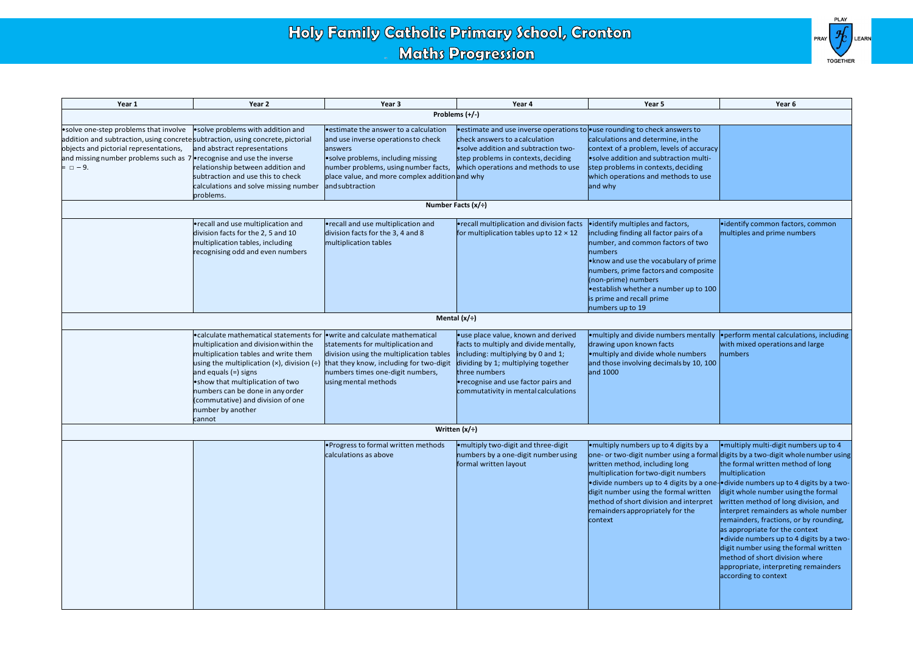# Holy Family Catholic Primary School, Cronton

## Maths Progression

| Year 1 | Year 2 | Year 3 | Year 4 | Year 5 | Year 6 |
|---|---|---|---|---|---|
| **Problems (+/-)** | | | | | |
| •solve one-step problems that involve addition and subtraction, using concrete objects and pictorial representations, and missing number problems such as 7 = □ − 9. | •solve problems with addition and subtraction, using concrete, pictorial and abstract representations<br>•recognise and use the inverse relationship between addition and subtraction and use this to check calculations and solve missing number problems. | •estimate the answer to a calculation and use inverse operations to check answers<br>•solve problems, including missing number problems, using number facts, place value, and more complex addition and subtraction | •estimate and use inverse operations to check answers to a calculation<br>•solve addition and subtraction two-step problems in contexts, deciding which operations and methods to use and why | •use rounding to check answers to calculations and determine, in the context of a problem, levels of accuracy<br>•solve addition and subtraction multi-step problems in contexts, deciding which operations and methods to use and why | |
| **Number Facts (x/÷)** | | | | | |
| | •recall and use multiplication and division facts for the 2, 5 and 10 multiplication tables, including recognising odd and even numbers | •recall and use multiplication and division facts for the 3, 4 and 8 multiplication tables | •recall multiplication and division facts for multiplication tables up to 12 × 12 | •identify multiples and factors, including finding all factor pairs of a number, and common factors of two numbers<br>•know and use the vocabulary of prime numbers, prime factors and composite (non-prime) numbers<br>•establish whether a number up to 100 is prime and recall prime numbers up to 19 | •identify common factors, common multiples and prime numbers |
| **Mental (x/÷)** | | | | | |
| | •calculate mathematical statements for multiplication and division within the multiplication tables and write them using the multiplication (×), division (÷) and equals (=) signs<br>•show that multiplication of two numbers can be done in any order (commutative) and division of one number by another cannot | •write and calculate mathematical statements for multiplication and division using the multiplication tables that they know, including for two-digit numbers times one-digit numbers, using mental methods | •use place value, known and derived facts to multiply and divide mentally, including: multiplying by 0 and 1; dividing by 1; multiplying together three numbers<br>•recognise and use factor pairs and commutativity in mental calculations | •multiply and divide numbers mentally drawing upon known facts<br>•multiply and divide whole numbers and those involving decimals by 10, 100 and 1000 | •perform mental calculations, including with mixed operations and large numbers |
| **Written (x/÷)** | | | | | |
| | | •Progress to formal written methods calculations as above | •multiply two-digit and three-digit numbers by a one-digit number using formal written layout | •multiply numbers up to 4 digits by a one- or two-digit number using a formal written method, including long multiplication for two-digit numbers<br>•divide numbers up to 4 digits by a one-digit number using the formal written method of short division and interpret remainders appropriately for the context | •multiply multi-digit numbers up to 4 digits by a two-digit whole number using the formal written method of long multiplication<br>•divide numbers up to 4 digits by a two-digit whole number using the formal written method of long division, and interpret remainders as whole number remainders, fractions, or by rounding, as appropriate for the context<br>•divide numbers up to 4 digits by a two-digit number using the formal written method of short division where appropriate, interpreting remainders according to context |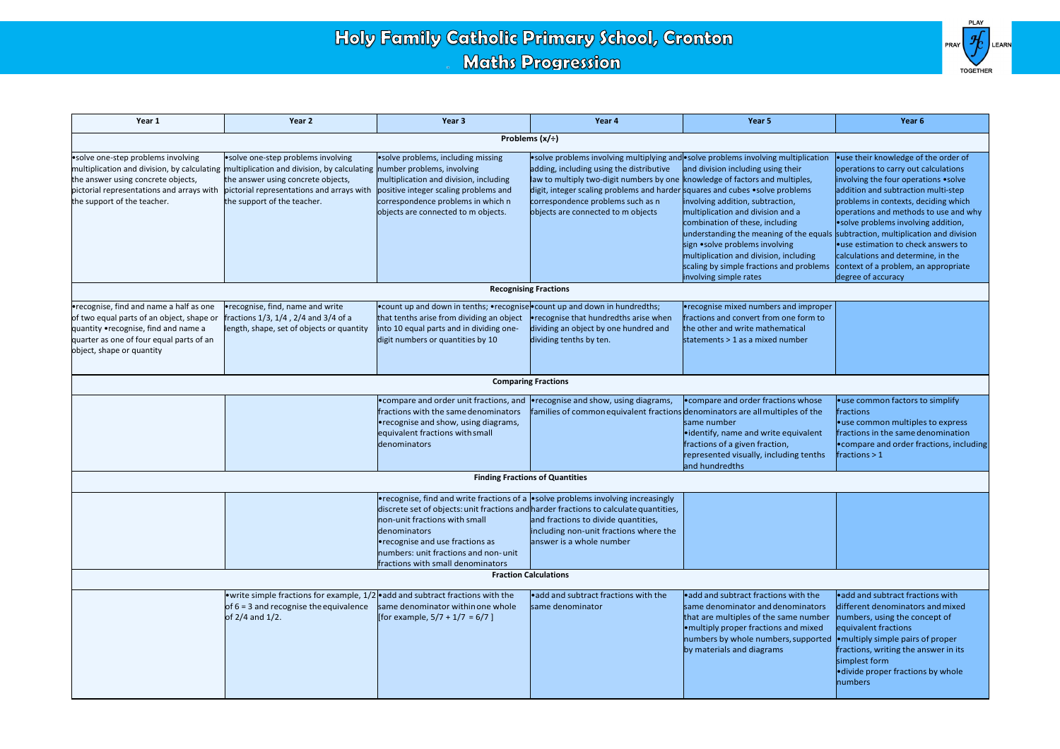# Holy Family Catholic Primary School, Cronton

## Maths Progression

| Year 1 | Year 2 | Year 3 | Year 4 | Year 5 | Year 6 |
|---|---|---|---|---|---|
| **Problems (x/÷)** | | | | | |
| •solve one-step problems involving multiplication and division, by calculating the answer using concrete objects, pictorial representations and arrays with the support of the teacher. | •solve one-step problems involving multiplication and division, by calculating the answer using concrete objects, pictorial representations and arrays with the support of the teacher. | •solve problems, including missing number problems, involving multiplication and division, including positive integer scaling problems and correspondence problems in which n objects are connected to m objects. | •solve problems involving multiplying and adding, including using the distributive law to multiply two-digit numbers by one digit, integer scaling problems and harder correspondence problems such as n objects are connected to m objects | •solve problems involving multiplication and division including using their knowledge of factors and multiples, squares and cubes •solve problems involving addition, subtraction, multiplication and division and a combination of these, including understanding the meaning of the equals sign •solve problems involving multiplication and division, including scaling by simple fractions and problems involving simple rates | •use their knowledge of the order of operations to carry out calculations involving the four operations •solve addition and subtraction multi-step problems in contexts, deciding which operations and methods to use and why •solve problems involving addition, subtraction, multiplication and division •use estimation to check answers to calculations and determine, in the context of a problem, an appropriate degree of accuracy |
| **Recognising Fractions** | | | | | |
| •recognise, find and name a half as one of two equal parts of an object, shape or quantity •recognise, find and name a quarter as one of four equal parts of an object, shape or quantity | •recognise, find, name and write fractions 1/3, 1/4 , 2/4 and 3/4 of a length, shape, set of objects or quantity | •count up and down in tenths; •recognise that tenths arise from dividing an object into 10 equal parts and in dividing one-digit numbers or quantities by 10 | •count up and down in hundredths; •recognise that hundredths arise when dividing an object by one hundred and dividing tenths by ten. | •recognise mixed numbers and improper fractions and convert from one form to the other and write mathematical statements > 1 as a mixed number | |
| **Comparing Fractions** | | | | | |
| | | •compare and order unit fractions, and fractions with the same denominators •recognise and show, using diagrams, equivalent fractions with small denominators | •recognise and show, using diagrams, families of common equivalent fractions | •compare and order fractions whose denominators are all multiples of the same number •identify, name and write equivalent fractions of a given fraction, represented visually, including tenths and hundredths | •use common factors to simplify fractions •use common multiples to express fractions in the same denomination •compare and order fractions, including fractions > 1 |
| **Finding Fractions of Quantities** | | | | | |
| | | •recognise, find and write fractions of a discrete set of objects: unit fractions and non-unit fractions with small denominators •recognise and use fractions as numbers: unit fractions and non-unit fractions with small denominators | •solve problems involving increasingly harder fractions to calculate quantities, and fractions to divide quantities, including non-unit fractions where the answer is a whole number | | |
| **Fraction Calculations** | | | | | |
| | •write simple fractions for example, 1/2 of 6 = 3 and recognise the equivalence of 2/4 and 1/2. | •add and subtract fractions with the same denominator within one whole [for example, 5/7 + 1/7 = 6/7 ] | •add and subtract fractions with the same denominator | •add and subtract fractions with the same denominator and denominators that are multiples of the same number •multiply proper fractions and mixed numbers by whole numbers, supported by materials and diagrams | •add and subtract fractions with different denominators and mixed numbers, using the concept of equivalent fractions •multiply simple pairs of proper fractions, writing the answer in its simplest form •divide proper fractions by whole numbers |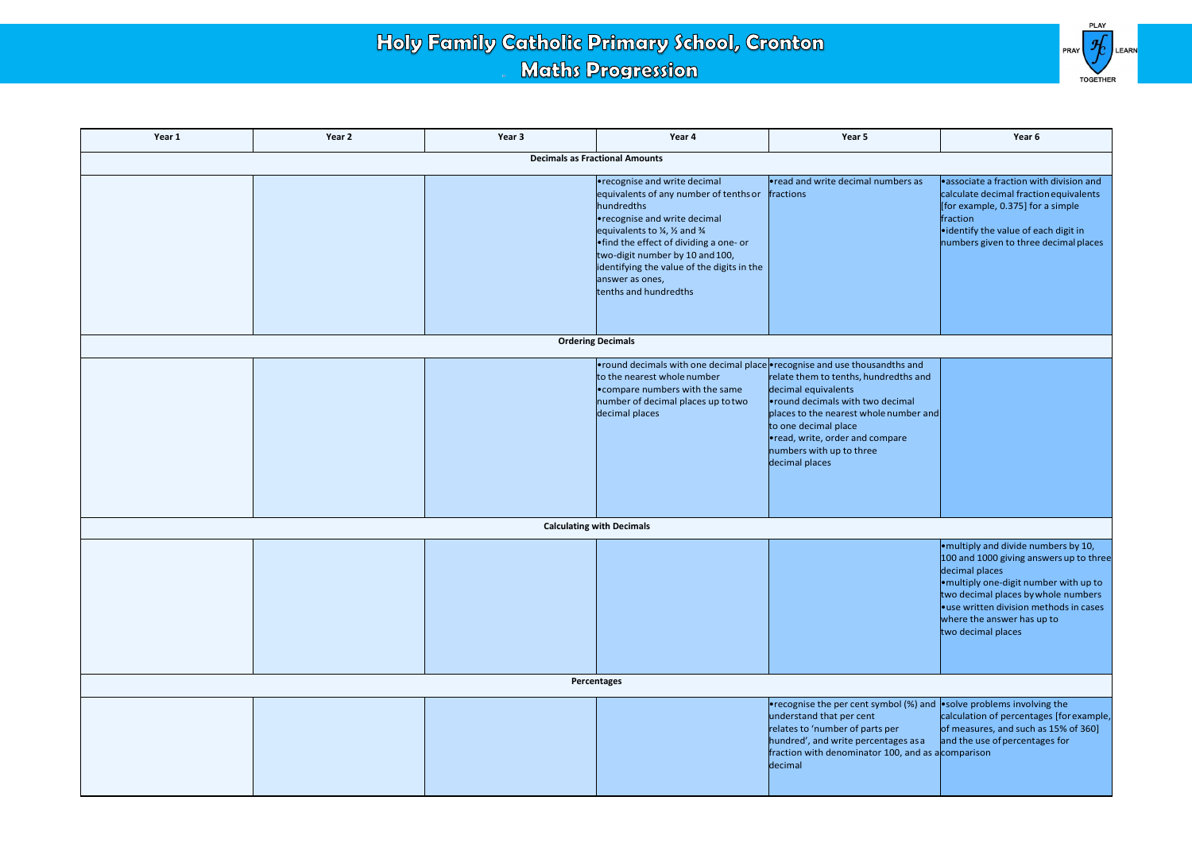# Holy Family Catholic Primary School, Cronton

## Maths Progression

| Year 1 | Year 2 | Year 3 | Year 4 | Year 5 | Year 6 |
|---|---|---|---|---|---|
| **Decimals as Fractional Amounts** | | | | | |
| | | | •recognise and write decimal equivalents of any number of tenths or hundredths<br>•recognise and write decimal equivalents to ¼, ½ and ¾<br>•find the effect of dividing a one- or two-digit number by 10 and 100, identifying the value of the digits in the answer as ones, tenths and hundredths | •read and write decimal numbers as fractions | •associate a fraction with division and calculate decimal fraction equivalents [for example, 0.375] for a simple fraction<br>•identify the value of each digit in numbers given to three decimal places |
| **Ordering Decimals** | | | | | |
| | | | •round decimals with one decimal place to the nearest whole number<br>•compare numbers with the same number of decimal places up to two decimal places | •recognise and use thousandths and relate them to tenths, hundredths and decimal equivalents<br>•round decimals with two decimal places to the nearest whole number and to one decimal place<br>•read, write, order and compare numbers with up to three decimal places | |
| **Calculating with Decimals** | | | | | |
| | | | | | •multiply and divide numbers by 10, 100 and 1000 giving answers up to three decimal places<br>•multiply one-digit number with up to two decimal places by whole numbers<br>•use written division methods in cases where the answer has up to two decimal places |
| **Percentages** | | | | | |
| | | | | •recognise the per cent symbol (%) and understand that per cent relates to 'number of parts per hundred', and write percentages as a fraction with denominator 100, and as a decimal | •solve problems involving the calculation of percentages [for example, of measures, and such as 15% of 360] and the use of percentages for comparison |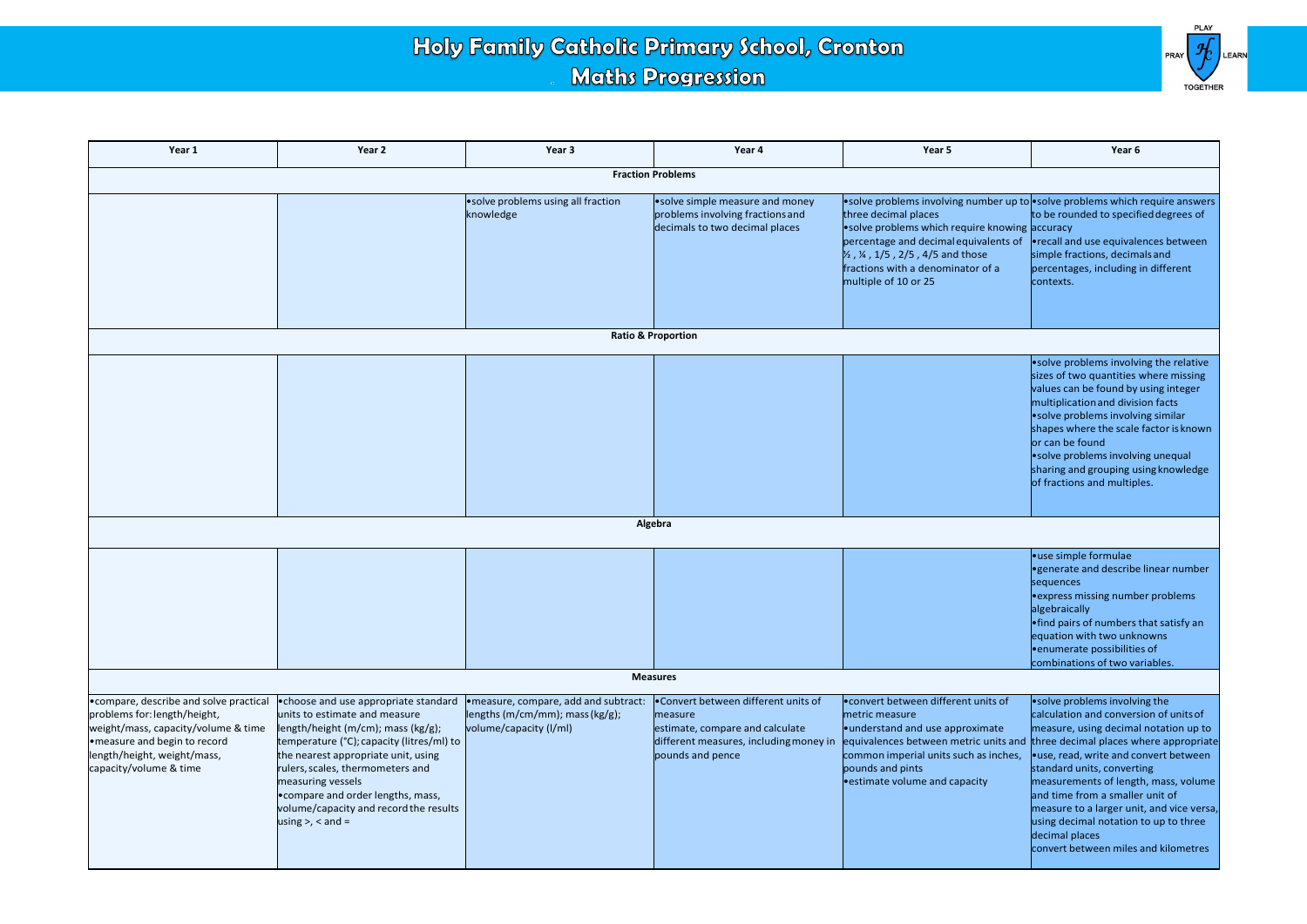# Holy Family Catholic Primary School, Cronton

## Maths Progression

| Year 1 | Year 2 | Year 3 | Year 4 | Year 5 | Year 6 |
|---|---|---|---|---|---|
| **Fraction Problems** | | | | | |
| | | •solve problems using all fraction knowledge | •solve simple measure and money problems involving fractions and decimals to two decimal places | •solve problems involving number up to three decimal places •solve problems which require knowing percentage and decimal equivalents of ½ , ¼ , 1/5 , 2/5 , 4/5 and those fractions with a denominator of a multiple of 10 or 25 | •solve problems which require answers to be rounded to specified degrees of accuracy •recall and use equivalences between simple fractions, decimals and percentages, including in different contexts. |
| **Ratio & Proportion** | | | | | |
| | | | | | •solve problems involving the relative sizes of two quantities where missing values can be found by using integer multiplication and division facts •solve problems involving similar shapes where the scale factor is known or can be found •solve problems involving unequal sharing and grouping using knowledge of fractions and multiples. |
| **Algebra** | | | | | |
| | | | | | •use simple formulae •generate and describe linear number sequences •express missing number problems algebraically •find pairs of numbers that satisfy an equation with two unknowns •enumerate possibilities of combinations of two variables. |
| **Measures** | | | | | |
| •compare, describe and solve practical problems for: length/height, weight/mass, capacity/volume & time •measure and begin to record length/height, weight/mass, capacity/volume & time | •choose and use appropriate standard units to estimate and measure length/height (m/cm); mass (kg/g); temperature (°C); capacity (litres/ml) to the nearest appropriate unit, using rulers, scales, thermometers and measuring vessels •compare and order lengths, mass, volume/capacity and record the results using >, < and = | •measure, compare, add and subtract: lengths (m/cm/mm); mass (kg/g); volume/capacity (l/ml) | •Convert between different units of measure estimate, compare and calculate different measures, including money in pounds and pence | •convert between different units of metric measure •understand and use approximate equivalences between metric units and common imperial units such as inches, pounds and pints •estimate volume and capacity | •solve problems involving the calculation and conversion of units of measure, using decimal notation up to three decimal places where appropriate •use, read, write and convert between standard units, converting measurements of length, mass, volume and time from a smaller unit of measure to a larger unit, and vice versa, using decimal notation to up to three decimal places convert between miles and kilometres |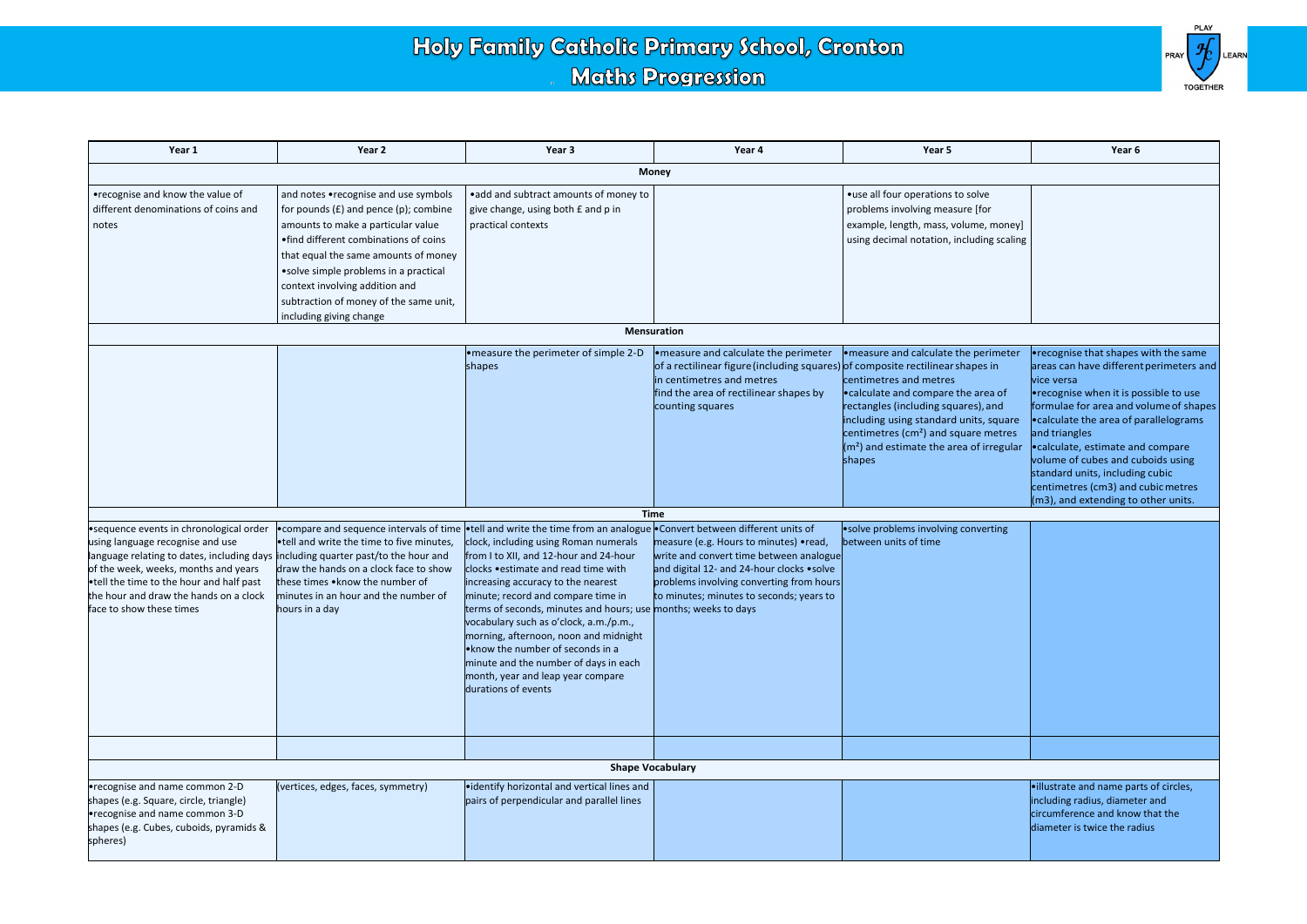# Holy Family Catholic Primary School, Cronton

## Maths Progression

| Year 1 | Year 2 | Year 3 | Year 4 | Year 5 | Year 6 |
|---|---|---|---|---|---|
| **Money** | | | | | |
| •recognise and know the value of different denominations of coins and notes | and notes •recognise and use symbols for pounds (£) and pence (p); combine amounts to make a particular value •find different combinations of coins that equal the same amounts of money •solve simple problems in a practical context involving addition and subtraction of money of the same unit, including giving change | •add and subtract amounts of money to give change, using both £ and p in practical contexts | | •use all four operations to solve problems involving measure [for example, length, mass, volume, money] using decimal notation, including scaling | |
| **Mensuration** | | | | | |
| | | •measure the perimeter of simple 2-D shapes | •measure and calculate the perimeter of a rectilinear figure (including squares) in centimetres and metres find the area of rectilinear shapes by counting squares | •measure and calculate the perimeter of composite rectilinear shapes in centimetres and metres •calculate and compare the area of rectangles (including squares), and including using standard units, square centimetres ($cm^2$) and square metres ($m^2$) and estimate the area of irregular shapes | •recognise that shapes with the same areas can have different perimeters and vice versa •recognise when it is possible to use formulae for area and volume of shapes •calculate the area of parallelograms and triangles •calculate, estimate and compare volume of cubes and cuboids using standard units, including cubic centimetres (cm3) and cubic metres (m3), and extending to other units. |
| **Time** | | | | | |
| •sequence events in chronological order using language recognise and use language relating to dates, including days of the week, weeks, months and years •tell the time to the hour and half past the hour and draw the hands on a clock face to show these times | •compare and sequence intervals of time •tell and write the time to five minutes, including quarter past/to the hour and draw the hands on a clock face to show these times •know the number of minutes in an hour and the number of hours in a day | •tell and write the time from an analogue clock, including using Roman numerals from I to XII, and 12-hour and 24-hour clocks •estimate and read time with increasing accuracy to the nearest minute; record and compare time in terms of seconds, minutes and hours; use vocabulary such as o'clock, a.m./p.m., morning, afternoon, noon and midnight •know the number of seconds in a minute and the number of days in each month, year and leap year compare durations of events | •Convert between different units of measure (e.g. Hours to minutes) •read, write and convert time between analogue and digital 12- and 24-hour clocks •solve problems involving converting from hours to minutes; minutes to seconds; years to months; weeks to days | •solve problems involving converting between units of time | |
| | | | | | |
| **Shape Vocabulary** | | | | | |
| •recognise and name common 2-D shapes (e.g. Square, circle, triangle) •recognise and name common 3-D shapes (e.g. Cubes, cuboids, pyramids & spheres) | (vertices, edges, faces, symmetry) | •identify horizontal and vertical lines and pairs of perpendicular and parallel lines | | | •illustrate and name parts of circles, including radius, diameter and circumference and know that the diameter is twice the radius |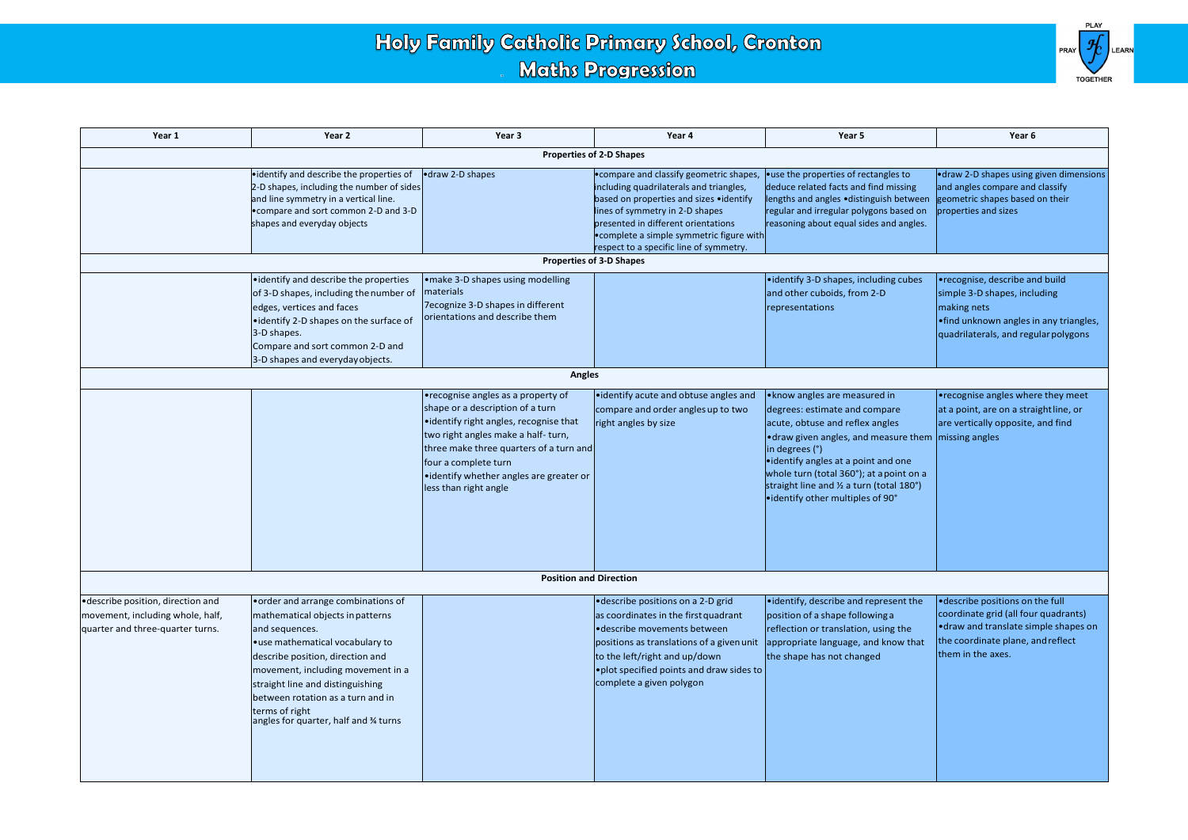# Holy Family Catholic Primary School, Cronton

## Maths Progression

| Year 1 | Year 2 | Year 3 | Year 4 | Year 5 | Year 6 |
|---|---|---|---|---|---|
| **Properties of 2-D Shapes** | | | | | |
| | •identify and describe the properties of 2-D shapes, including the number of sides and line symmetry in a vertical line. •compare and sort common 2-D and 3-D shapes and everyday objects | •draw 2-D shapes | •compare and classify geometric shapes, including quadrilaterals and triangles, based on properties and sizes •identify lines of symmetry in 2-D shapes presented in different orientations •complete a simple symmetric figure with respect to a specific line of symmetry. | •use the properties of rectangles to deduce related facts and find missing lengths and angles •distinguish between regular and irregular polygons based on reasoning about equal sides and angles. | •draw 2-D shapes using given dimensions and angles compare and classify geometric shapes based on their properties and sizes |
| **Properties of 3-D Shapes** | | | | | |
| | •identify and describe the properties of 3-D shapes, including the number of edges, vertices and faces •identify 2-D shapes on the surface of 3-D shapes. Compare and sort common 2-D and 3-D shapes and everyday objects. | •make 3-D shapes using modelling materials 7ecognize 3-D shapes in different orientations and describe them | | •identify 3-D shapes, including cubes and other cuboids, from 2-D representations | •recognise, describe and build simple 3-D shapes, including making nets •find unknown angles in any triangles, quadrilaterals, and regular polygons |
| **Angles** | | | | | |
| | | •recognise angles as a property of shape or a description of a turn •identify right angles, recognise that two right angles make a half- turn, three make three quarters of a turn and four a complete turn •identify whether angles are greater or less than right angle | •identify acute and obtuse angles and compare and order angles up to two right angles by size | •know angles are measured in degrees: estimate and compare acute, obtuse and reflex angles •draw given angles, and measure them in degrees (°) •identify angles at a point and one whole turn (total 360°); at a point on a straight line and ½ a turn (total 180°) •identify other multiples of 90° | •recognise angles where they meet at a point, are on a straight line, or are vertically opposite, and find missing angles |
| **Position and Direction** | | | | | |
| •describe position, direction and movement, including whole, half, quarter and three-quarter turns. | •order and arrange combinations of mathematical objects in patterns and sequences. •use mathematical vocabulary to describe position, direction and movement, including movement in a straight line and distinguishing between rotation as a turn and in terms of right angles for quarter, half and ¾ turns | | •describe positions on a 2-D grid as coordinates in the first quadrant •describe movements between positions as translations of a given unit to the left/right and up/down •plot specified points and draw sides to complete a given polygon | •identify, describe and represent the position of a shape following a reflection or translation, using the appropriate language, and know that the shape has not changed | •describe positions on the full coordinate grid (all four quadrants) •draw and translate simple shapes on the coordinate plane, and reflect them in the axes. |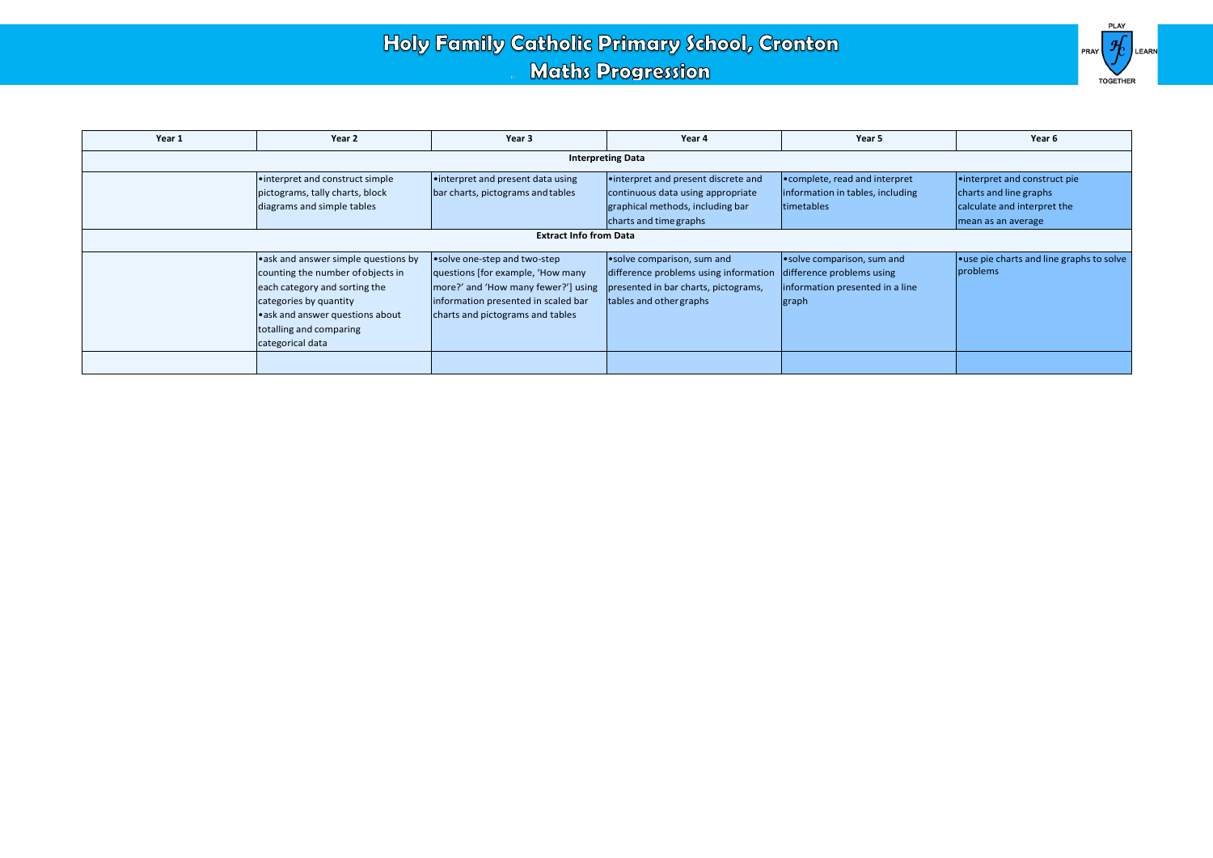# Holy Family Catholic Primary School, Cronton

## Maths Progression

| Year 1 | Year 2 | Year 3 | Year 4 | Year 5 | Year 6 |
|---|---|---|---|---|---|
| **Interpreting Data** | | | | | |
| | •interpret and construct simple pictograms, tally charts, block diagrams and simple tables | •interpret and present data using bar charts, pictograms and tables | •interpret and present discrete and continuous data using appropriate graphical methods, including bar charts and time graphs | •complete, read and interpret information in tables, including timetables | •interpret and construct pie charts and line graphs calculate and interpret the mean as an average |
| **Extract Info from Data** | | | | | |
| | •ask and answer simple questions by counting the number of objects in each category and sorting the categories by quantity •ask and answer questions about totalling and comparing categorical data | •solve one-step and two-step questions [for example, 'How many more?' and 'How many fewer?'] using information presented in scaled bar charts and pictograms and tables | •solve comparison, sum and difference problems using information presented in bar charts, pictograms, tables and other graphs | •solve comparison, sum and difference problems using information presented in a line graph | •use pie charts and line graphs to solve problems |
| | | | | | |